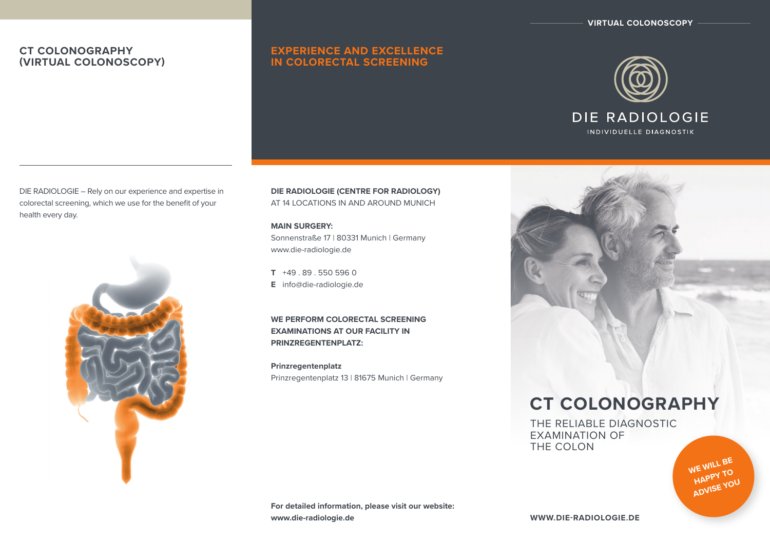# CT COLONOGRAPHY (VIRTUAL COLONOSCOPY)

DIE RADIOLOGIE – Rely on our experience and expertise in colorectal screening, which we use for the benefit of your health every day.

## EXPERIENCE AND EXCELLENCE IN COLORECTAL SCREENING

**DIE RADIOLOGIE (CENTRE FOR RADIOLOGY)**
AT 14 LOCATIONS IN AND AROUND MUNICH

**MAIN SURGERY:**
Sonnenstraße 17 | 80331 Munich | Germany
www.die-radiologie.de

**T** +49 . 89 . 550 596 0
**E** info@die-radiologie.de

**WE PERFORM COLORECTAL SCREENING EXAMINATIONS AT OUR FACILITY IN PRINZREGENTENPLATZ:**

**Prinzregentenplatz**
Prinzregentenplatz 13 | 81675 Munich | Germany

**For detailed information, please visit our website:**
**www.die-radiologie.de**

VIRTUAL COLONOSCOPY

DIE RADIOLOGIE
INDIVIDUELLE DIAGNOSTIK

# CT COLONOGRAPHY

THE RELIABLE DIAGNOSTIC EXAMINATION OF THE COLON

WE WILL BE HAPPY TO ADVISE YOU

**WWW.DIE-RADIOLOGIE.DE**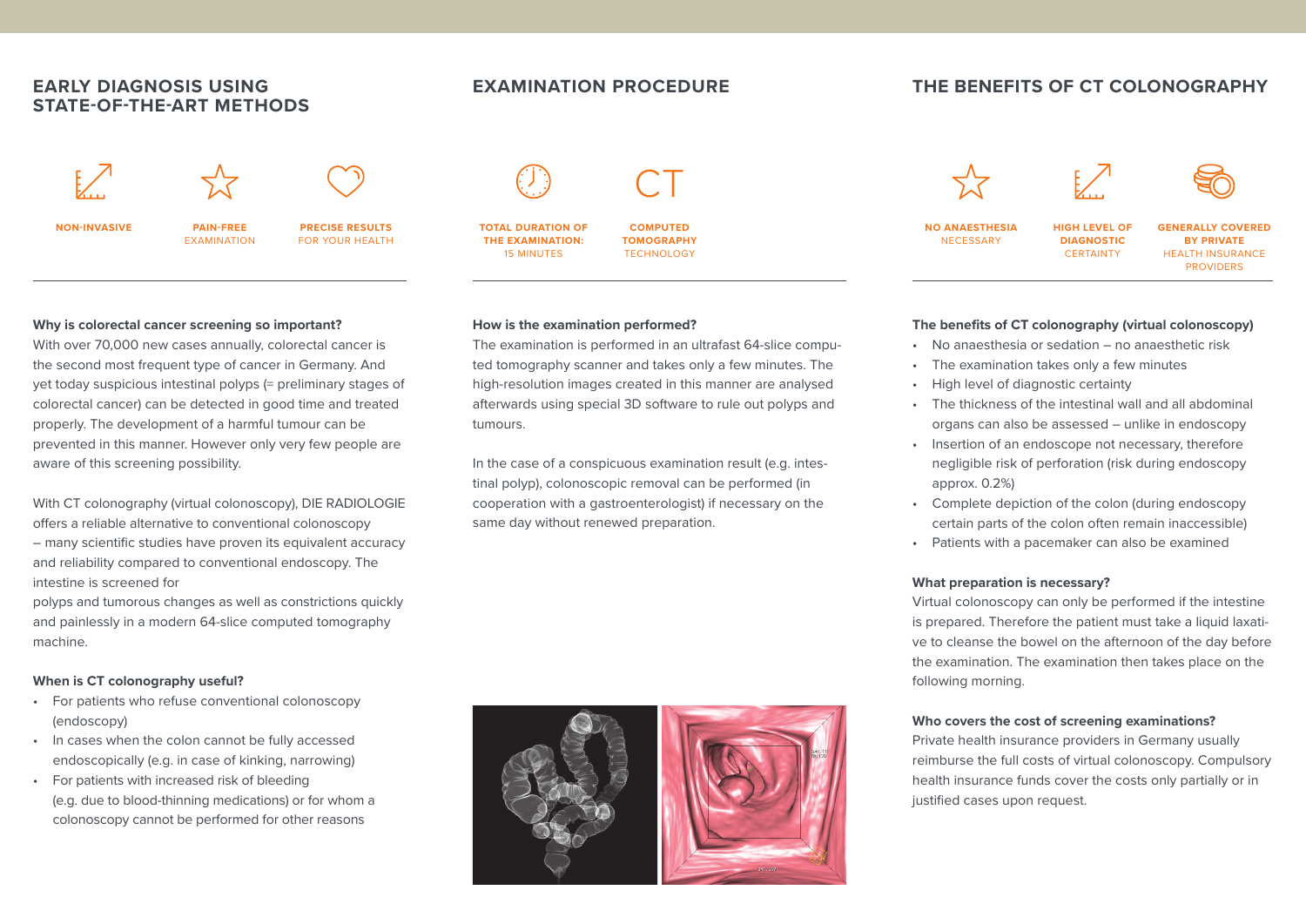## EARLY DIAGNOSIS USING STATE-OF-THE-ART METHODS

**NON-INVASIVE**

**PAIN-FREE** EXAMINATION

**PRECISE RESULTS** FOR YOUR HEALTH

**Why is colorectal cancer screening so important?**
With over 70,000 new cases annually, colorectal cancer is the second most frequent type of cancer in Germany. And yet today suspicious intestinal polyps (= preliminary stages of colorectal cancer) can be detected in good time and treated properly. The development of a harmful tumour can be prevented in this manner. However only very few people are aware of this screening possibility.

With CT colonography (virtual colonoscopy), DIE RADIOLOGIE offers a reliable alternative to conventional colonoscopy – many scientific studies have proven its equivalent accuracy and reliability compared to conventional endoscopy. The intestine is screened for polyps and tumorous changes as well as constrictions quickly and painlessly in a modern 64-slice computed tomography machine.

**When is CT colonography useful?**

- For patients who refuse conventional colonoscopy (endoscopy)
- In cases when the colon cannot be fully accessed endoscopically (e.g. in case of kinking, narrowing)
- For patients with increased risk of bleeding (e.g. due to blood-thinning medications) or for whom a colonoscopy cannot be performed for other reasons

## EXAMINATION PROCEDURE

**TOTAL DURATION OF THE EXAMINATION:** 15 MINUTES

**COMPUTED TOMOGRAPHY** TECHNOLOGY

**How is the examination performed?**
The examination is performed in an ultrafast 64-slice computed tomography scanner and takes only a few minutes. The high-resolution images created in this manner are analysed afterwards using special 3D software to rule out polyps and tumours.

In the case of a conspicuous examination result (e.g. intestinal polyp), colonoscopic removal can be performed (in cooperation with a gastroenterologist) if necessary on the same day without renewed preparation.

## THE BENEFITS OF CT COLONOGRAPHY

**NO ANAESTHESIA** NECESSARY

**HIGH LEVEL OF DIAGNOSTIC** CERTAINTY

**GENERALLY COVERED BY PRIVATE** HEALTH INSURANCE PROVIDERS

**The benefits of CT colonography (virtual colonoscopy)**

- No anaesthesia or sedation – no anaesthetic risk
- The examination takes only a few minutes
- High level of diagnostic certainty
- The thickness of the intestinal wall and all abdominal organs can also be assessed – unlike in endoscopy
- Insertion of an endoscope not necessary, therefore negligible risk of perforation (risk during endoscopy approx. 0.2%)
- Complete depiction of the colon (during endoscopy certain parts of the colon often remain inaccessible)
- Patients with a pacemaker can also be examined

**What preparation is necessary?**
Virtual colonoscopy can only be performed if the intestine is prepared. Therefore the patient must take a liquid laxative to cleanse the bowel on the afternoon of the day before the examination. The examination then takes place on the following morning.

**Who covers the cost of screening examinations?**
Private health insurance providers in Germany usually reimburse the full costs of virtual colonoscopy. Compulsory health insurance funds cover the costs only partially or in justified cases upon request.